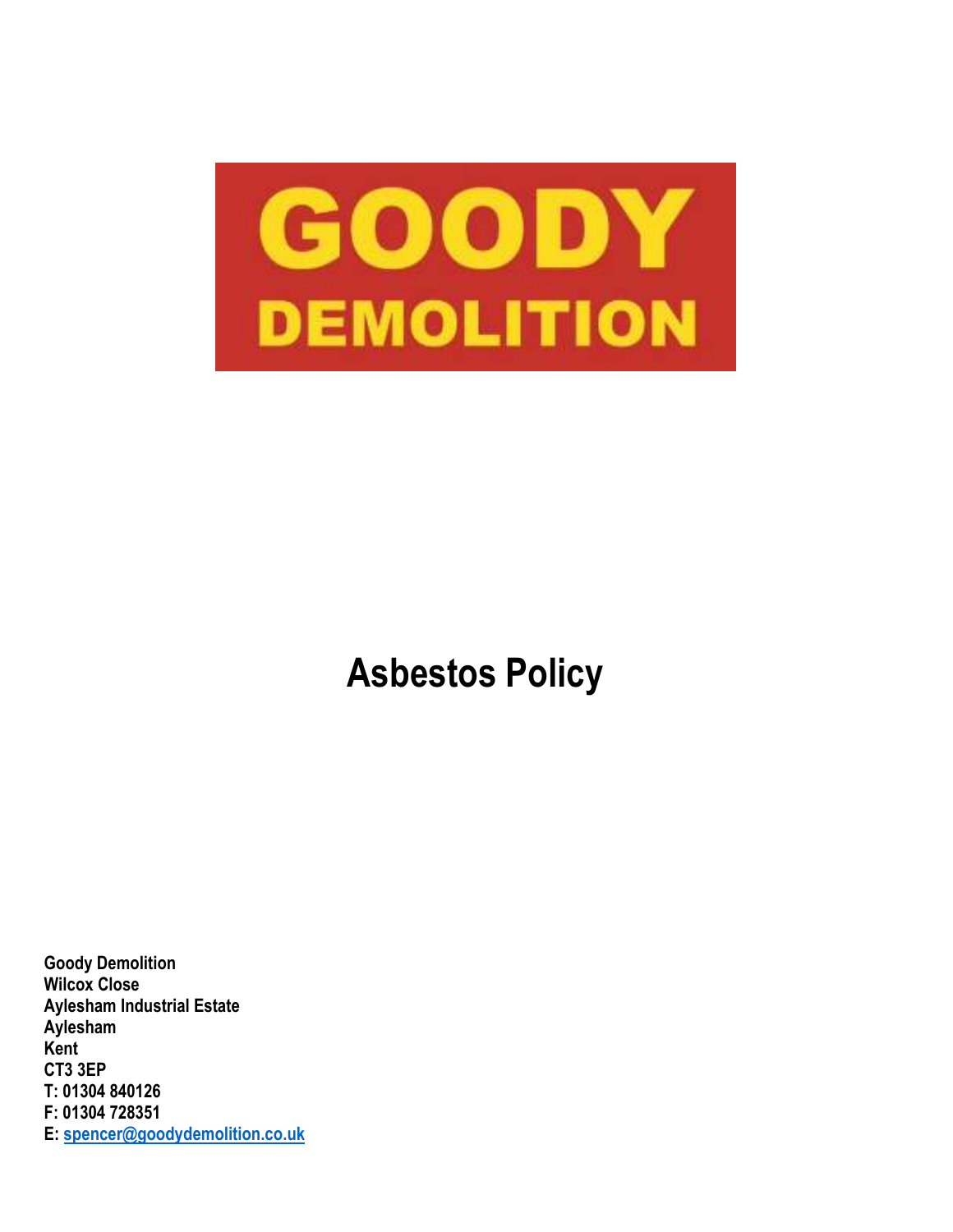# GOODY DEMOLITION

# Asbestos Policy

**Goody Demolition**
**Wilcox Close**
**Aylesham Industrial Estate**
**Aylesham**
**Kent**
**CT3 3EP**
**T: 01304 840126**
**F: 01304 728351**
**E: spencer@goodydemolition.co.uk**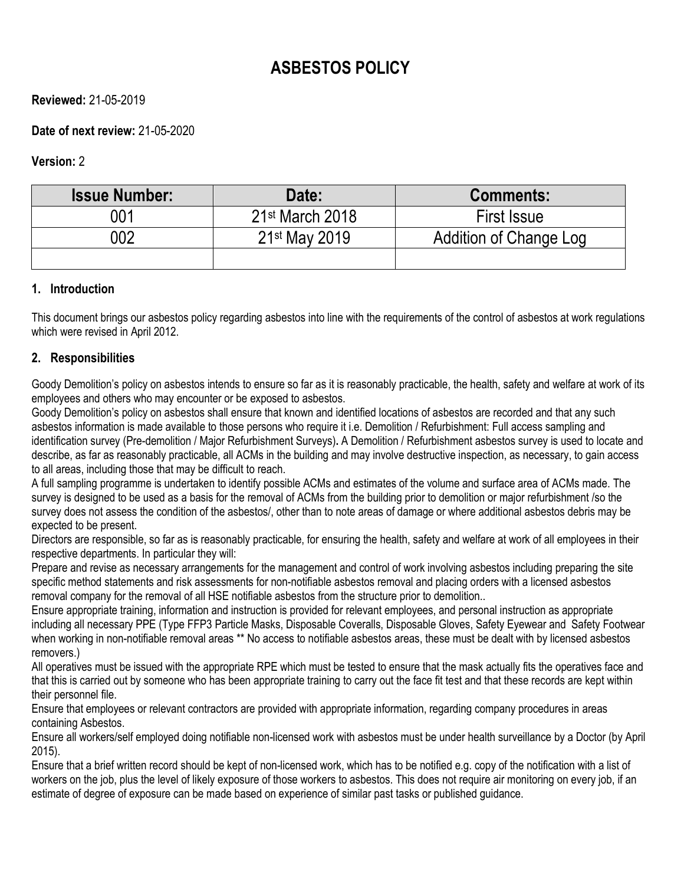# ASBESTOS POLICY

**Reviewed:** 21-05-2019

**Date of next review:** 21-05-2020

**Version:** 2

| Issue Number: | Date: | Comments: |
|---|---|---|
| 001 | 21st March 2018 | First Issue |
| 002 | 21st May 2019 | Addition of Change Log |
| | | |

## 1. Introduction

This document brings our asbestos policy regarding asbestos into line with the requirements of the control of asbestos at work regulations which were revised in April 2012.

## 2. Responsibilities

Goody Demolition's policy on asbestos intends to ensure so far as it is reasonably practicable, the health, safety and welfare at work of its employees and others who may encounter or be exposed to asbestos.

Goody Demolition's policy on asbestos shall ensure that known and identified locations of asbestos are recorded and that any such asbestos information is made available to those persons who require it i.e. Demolition / Refurbishment: Full access sampling and identification survey (Pre-demolition / Major Refurbishment Surveys)**.** A Demolition / Refurbishment asbestos survey is used to locate and describe, as far as reasonably practicable, all ACMs in the building and may involve destructive inspection, as necessary, to gain access to all areas, including those that may be difficult to reach.

A full sampling programme is undertaken to identify possible ACMs and estimates of the volume and surface area of ACMs made. The survey is designed to be used as a basis for the removal of ACMs from the building prior to demolition or major refurbishment /so the survey does not assess the condition of the asbestos/, other than to note areas of damage or where additional asbestos debris may be expected to be present.

Directors are responsible, so far as is reasonably practicable, for ensuring the health, safety and welfare at work of all employees in their respective departments. In particular they will:

Prepare and revise as necessary arrangements for the management and control of work involving asbestos including preparing the site specific method statements and risk assessments for non-notifiable asbestos removal and placing orders with a licensed asbestos removal company for the removal of all HSE notifiable asbestos from the structure prior to demolition..

Ensure appropriate training, information and instruction is provided for relevant employees, and personal instruction as appropriate including all necessary PPE (Type FFP3 Particle Masks, Disposable Coveralls, Disposable Gloves, Safety Eyewear and Safety Footwear when working in non-notifiable removal areas ** No access to notifiable asbestos areas, these must be dealt with by licensed asbestos removers.)

All operatives must be issued with the appropriate RPE which must be tested to ensure that the mask actually fits the operatives face and that this is carried out by someone who has been appropriate training to carry out the face fit test and that these records are kept within their personnel file.

Ensure that employees or relevant contractors are provided with appropriate information, regarding company procedures in areas containing Asbestos.

Ensure all workers/self employed doing notifiable non-licensed work with asbestos must be under health surveillance by a Doctor (by April 2015).

Ensure that a brief written record should be kept of non-licensed work, which has to be notified e.g. copy of the notification with a list of workers on the job, plus the level of likely exposure of those workers to asbestos. This does not require air monitoring on every job, if an estimate of degree of exposure can be made based on experience of similar past tasks or published guidance.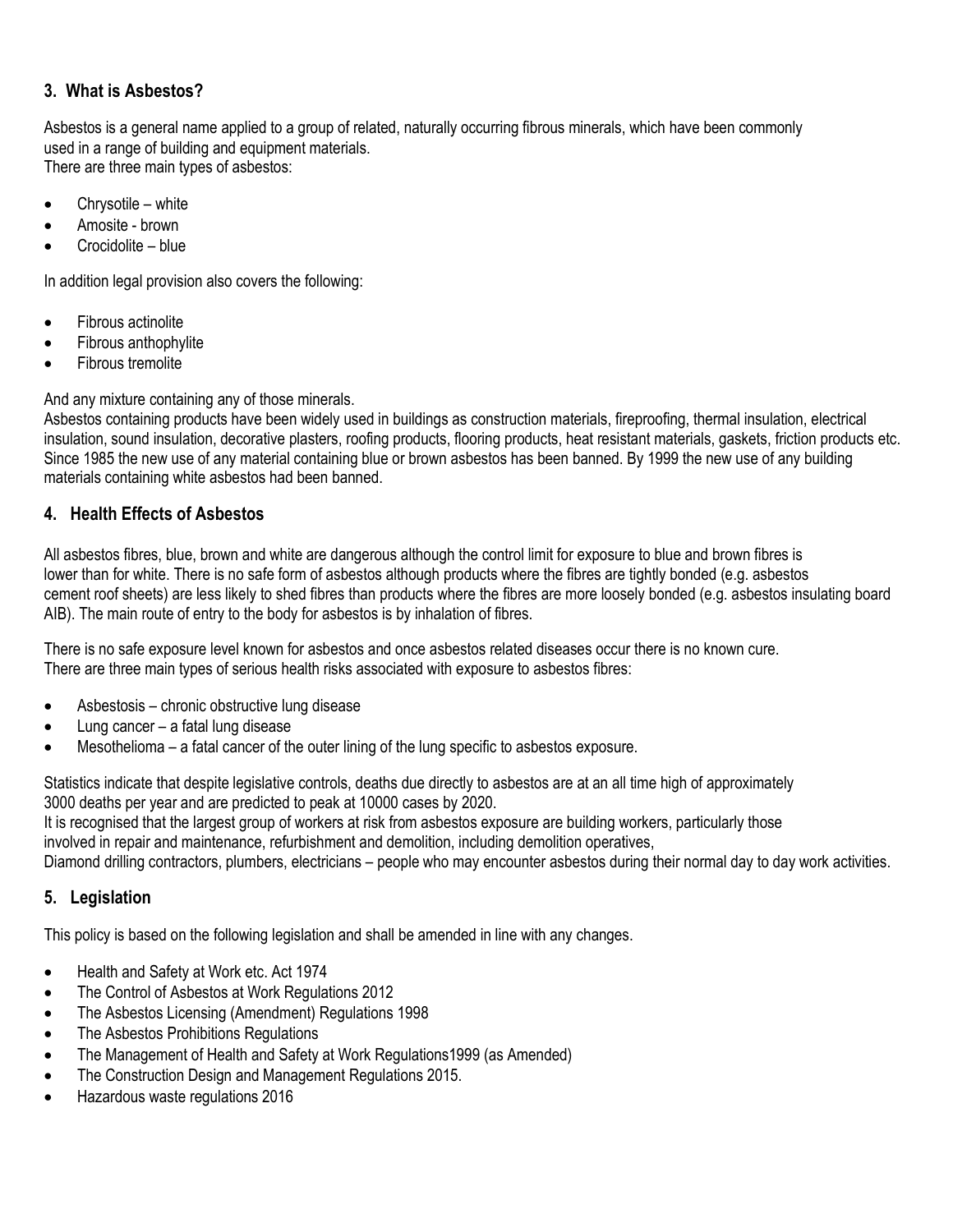## 3. What is Asbestos?

Asbestos is a general name applied to a group of related, naturally occurring fibrous minerals, which have been commonly used in a range of building and equipment materials.
There are three main types of asbestos:

- Chrysotile – white
- Amosite - brown
- Crocidolite – blue

In addition legal provision also covers the following:

- Fibrous actinolite
- Fibrous anthophylite
- Fibrous tremolite

And any mixture containing any of those minerals.
Asbestos containing products have been widely used in buildings as construction materials, fireproofing, thermal insulation, electrical insulation, sound insulation, decorative plasters, roofing products, flooring products, heat resistant materials, gaskets, friction products etc. Since 1985 the new use of any material containing blue or brown asbestos has been banned. By 1999 the new use of any building materials containing white asbestos had been banned.

## 4. Health Effects of Asbestos

All asbestos fibres, blue, brown and white are dangerous although the control limit for exposure to blue and brown fibres is lower than for white. There is no safe form of asbestos although products where the fibres are tightly bonded (e.g. asbestos cement roof sheets) are less likely to shed fibres than products where the fibres are more loosely bonded (e.g. asbestos insulating board AIB). The main route of entry to the body for asbestos is by inhalation of fibres.

There is no safe exposure level known for asbestos and once asbestos related diseases occur there is no known cure.
There are three main types of serious health risks associated with exposure to asbestos fibres:

- Asbestosis – chronic obstructive lung disease
- Lung cancer – a fatal lung disease
- Mesothelioma – a fatal cancer of the outer lining of the lung specific to asbestos exposure.

Statistics indicate that despite legislative controls, deaths due directly to asbestos are at an all time high of approximately 3000 deaths per year and are predicted to peak at 10000 cases by 2020.
It is recognised that the largest group of workers at risk from asbestos exposure are building workers, particularly those involved in repair and maintenance, refurbishment and demolition, including demolition operatives,
Diamond drilling contractors, plumbers, electricians – people who may encounter asbestos during their normal day to day work activities.

## 5. Legislation

This policy is based on the following legislation and shall be amended in line with any changes.

- Health and Safety at Work etc. Act 1974
- The Control of Asbestos at Work Regulations 2012
- The Asbestos Licensing (Amendment) Regulations 1998
- The Asbestos Prohibitions Regulations
- The Management of Health and Safety at Work Regulations1999 (as Amended)
- The Construction Design and Management Regulations 2015.
- Hazardous waste regulations 2016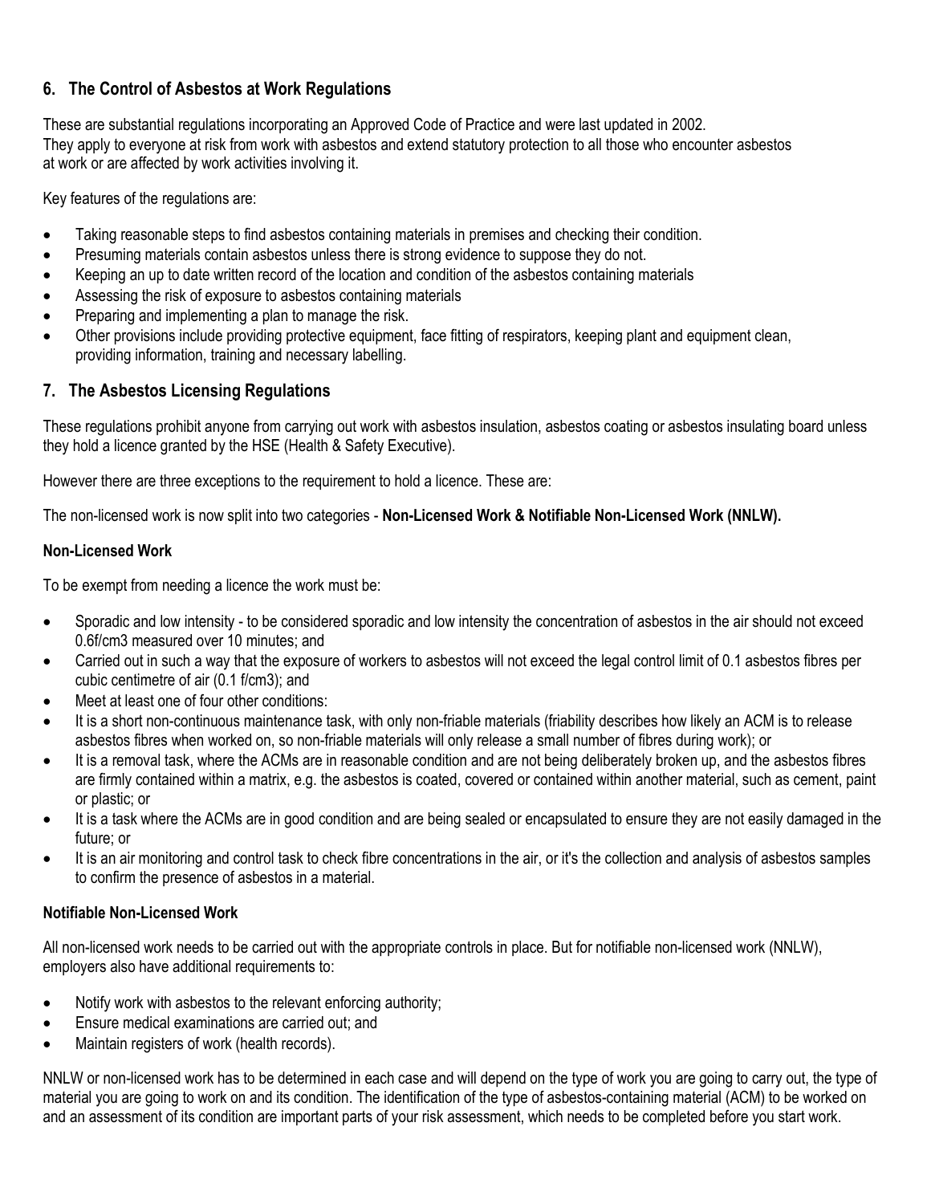## 6. The Control of Asbestos at Work Regulations

These are substantial regulations incorporating an Approved Code of Practice and were last updated in 2002.
They apply to everyone at risk from work with asbestos and extend statutory protection to all those who encounter asbestos at work or are affected by work activities involving it.

Key features of the regulations are:

- Taking reasonable steps to find asbestos containing materials in premises and checking their condition.
- Presuming materials contain asbestos unless there is strong evidence to suppose they do not.
- Keeping an up to date written record of the location and condition of the asbestos containing materials
- Assessing the risk of exposure to asbestos containing materials
- Preparing and implementing a plan to manage the risk.
- Other provisions include providing protective equipment, face fitting of respirators, keeping plant and equipment clean, providing information, training and necessary labelling.

## 7. The Asbestos Licensing Regulations

These regulations prohibit anyone from carrying out work with asbestos insulation, asbestos coating or asbestos insulating board unless they hold a licence granted by the HSE (Health & Safety Executive).

However there are three exceptions to the requirement to hold a licence. These are:

The non-licensed work is now split into two categories - **Non-Licensed Work & Notifiable Non-Licensed Work (NNLW).**

**Non-Licensed Work**

To be exempt from needing a licence the work must be:

- Sporadic and low intensity - to be considered sporadic and low intensity the concentration of asbestos in the air should not exceed 0.6f/cm3 measured over 10 minutes; and
- Carried out in such a way that the exposure of workers to asbestos will not exceed the legal control limit of 0.1 asbestos fibres per cubic centimetre of air (0.1 f/cm3); and
- Meet at least one of four other conditions:
- It is a short non-continuous maintenance task, with only non-friable materials (friability describes how likely an ACM is to release asbestos fibres when worked on, so non-friable materials will only release a small number of fibres during work); or
- It is a removal task, where the ACMs are in reasonable condition and are not being deliberately broken up, and the asbestos fibres are firmly contained within a matrix, e.g. the asbestos is coated, covered or contained within another material, such as cement, paint or plastic; or
- It is a task where the ACMs are in good condition and are being sealed or encapsulated to ensure they are not easily damaged in the future; or
- It is an air monitoring and control task to check fibre concentrations in the air, or it's the collection and analysis of asbestos samples to confirm the presence of asbestos in a material.

**Notifiable Non-Licensed Work**

All non-licensed work needs to be carried out with the appropriate controls in place. But for notifiable non-licensed work (NNLW), employers also have additional requirements to:

- Notify work with asbestos to the relevant enforcing authority;
- Ensure medical examinations are carried out; and
- Maintain registers of work (health records).

NNLW or non-licensed work has to be determined in each case and will depend on the type of work you are going to carry out, the type of material you are going to work on and its condition. The identification of the type of asbestos-containing material (ACM) to be worked on and an assessment of its condition are important parts of your risk assessment, which needs to be completed before you start work.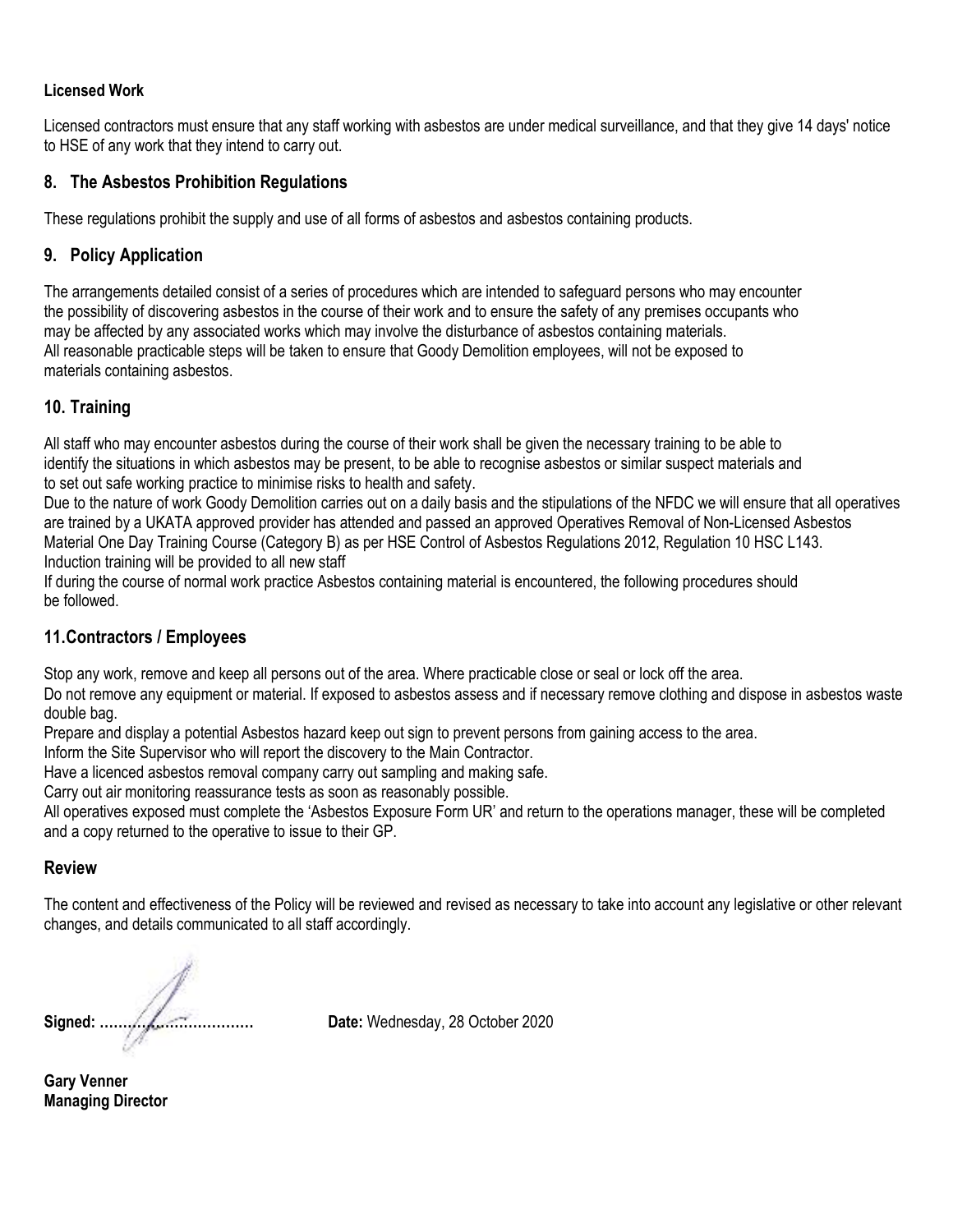**Licensed Work**

Licensed contractors must ensure that any staff working with asbestos are under medical surveillance, and that they give 14 days' notice to HSE of any work that they intend to carry out.

## 8. The Asbestos Prohibition Regulations

These regulations prohibit the supply and use of all forms of asbestos and asbestos containing products.

## 9. Policy Application

The arrangements detailed consist of a series of procedures which are intended to safeguard persons who may encounter the possibility of discovering asbestos in the course of their work and to ensure the safety of any premises occupants who may be affected by any associated works which may involve the disturbance of asbestos containing materials.
All reasonable practicable steps will be taken to ensure that Goody Demolition employees, will not be exposed to materials containing asbestos.

## 10. Training

All staff who may encounter asbestos during the course of their work shall be given the necessary training to be able to identify the situations in which asbestos may be present, to be able to recognise asbestos or similar suspect materials and to set out safe working practice to minimise risks to health and safety.
Due to the nature of work Goody Demolition carries out on a daily basis and the stipulations of the NFDC we will ensure that all operatives are trained by a UKATA approved provider has attended and passed an approved Operatives Removal of Non-Licensed Asbestos Material One Day Training Course (Category B) as per HSE Control of Asbestos Regulations 2012, Regulation 10 HSC L143.
Induction training will be provided to all new staff
If during the course of normal work practice Asbestos containing material is encountered, the following procedures should be followed.

## 11. Contractors / Employees

Stop any work, remove and keep all persons out of the area. Where practicable close or seal or lock off the area.
Do not remove any equipment or material. If exposed to asbestos assess and if necessary remove clothing and dispose in asbestos waste double bag.
Prepare and display a potential Asbestos hazard keep out sign to prevent persons from gaining access to the area.
Inform the Site Supervisor who will report the discovery to the Main Contractor.
Have a licenced asbestos removal company carry out sampling and making safe.
Carry out air monitoring reassurance tests as soon as reasonably possible.
All operatives exposed must complete the 'Asbestos Exposure Form UR' and return to the operations manager, these will be completed and a copy returned to the operative to issue to their GP.

## Review

The content and effectiveness of the Policy will be reviewed and revised as necessary to take into account any legislative or other relevant changes, and details communicated to all staff accordingly.

**Signed:** ……………………………  **Date:** Wednesday, 28 October 2020

**Gary Venner**
**Managing Director**